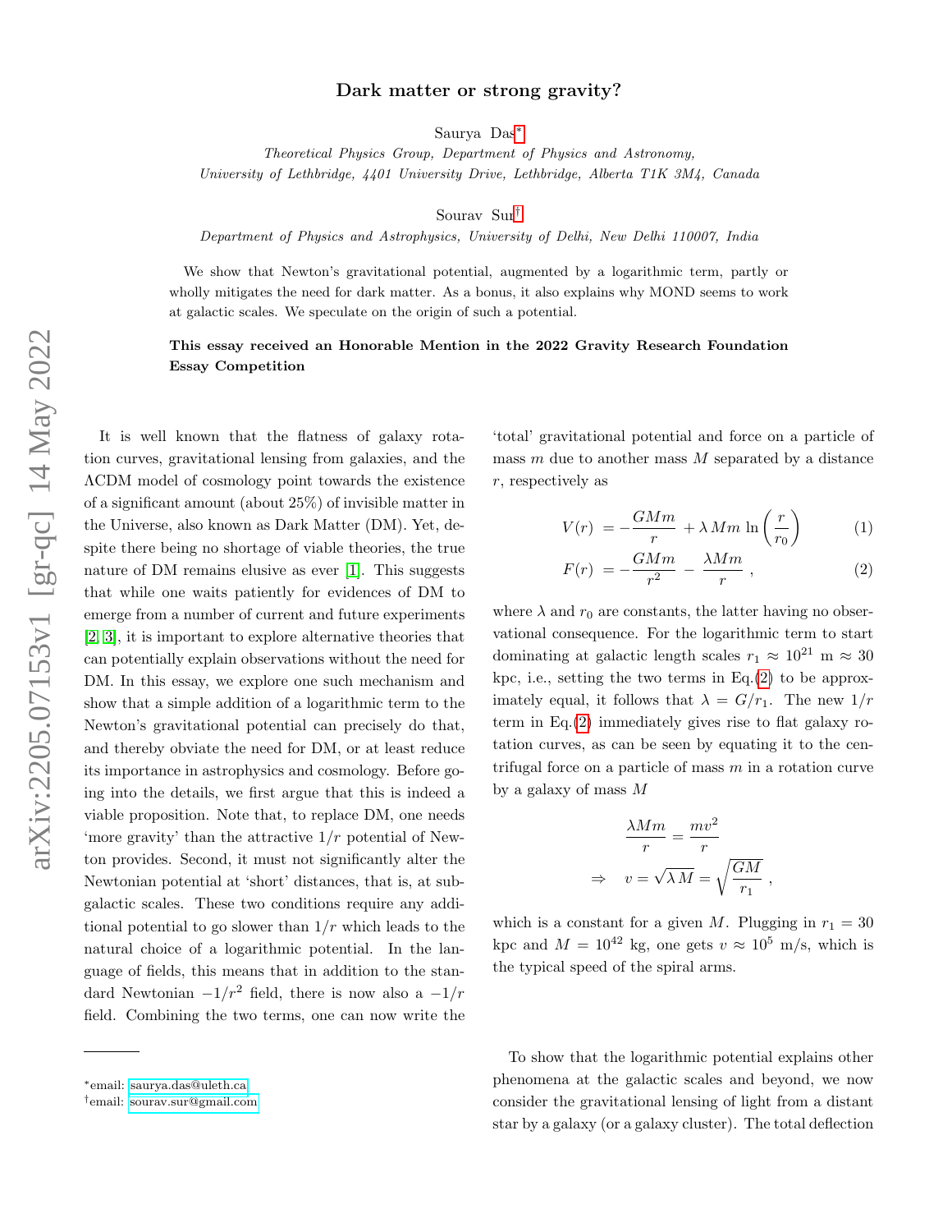# Dark matter or strong gravity?

Saurya Das[*]

*Theoretical Physics Group, Department of Physics and Astronomy, University of Lethbridge, 4401 University Drive, Lethbridge, Alberta T1K 3M4, Canada*

Sourav Sur[†]

*Department of Physics and Astrophysics, University of Delhi, New Delhi 110007, India*

We show that Newton's gravitational potential, augmented by a logarithmic term, partly or wholly mitigates the need for dark matter. As a bonus, it also explains why MOND seems to work at galactic scales. We speculate on the origin of such a potential.

**This essay received an Honorable Mention in the 2022 Gravity Research Foundation Essay Competition**

It is well known that the flatness of galaxy rotation curves, gravitational lensing from galaxies, and the ΛCDM model of cosmology point towards the existence of a significant amount (about 25%) of invisible matter in the Universe, also known as Dark Matter (DM). Yet, despite there being no shortage of viable theories, the true nature of DM remains elusive as ever [1]. This suggests that while one waits patiently for evidences of DM to emerge from a number of current and future experiments [2, 3], it is important to explore alternative theories that can potentially explain observations without the need for DM. In this essay, we explore one such mechanism and show that a simple addition of a logarithmic term to the Newton's gravitational potential can precisely do that, and thereby obviate the need for DM, or at least reduce its importance in astrophysics and cosmology. Before going into the details, we first argue that this is indeed a viable proposition. Note that, to replace DM, one needs 'more gravity' than the attractive $1/r$ potential of Newton provides. Second, it must not significantly alter the Newtonian potential at 'short' distances, that is, at subgalactic scales. These two conditions require any additional potential to go slower than $1/r$ which leads to the natural choice of a logarithmic potential. In the language of fields, this means that in addition to the standard Newtonian $-1/r^2$ field, there is now also a $-1/r$ field. Combining the two terms, one can now write the 'total' gravitational potential and force on a particle of mass $m$ due to another mass $M$ separated by a distance $r$, respectively as

$$V(r) = -\frac{GMm}{r} + \lambda\, Mm \ln\left(\frac{r}{r_0}\right) \tag{1}$$

$$F(r) = -\frac{GMm}{r^2} - \frac{\lambda Mm}{r}\,, \tag{2}$$

where $\lambda$ and $r_0$ are constants, the latter having no observational consequence. For the logarithmic term to start dominating at galactic length scales $r_1 \approx 10^{21}$ m $\approx 30$ kpc, i.e., setting the two terms in Eq.(2) to be approximately equal, it follows that $\lambda = G/r_1$. The new $1/r$ term in Eq.(2) immediately gives rise to flat galaxy rotation curves, as can be seen by equating it to the centrifugal force on a particle of mass $m$ in a rotation curve by a galaxy of mass $M$

$$\frac{\lambda Mm}{r} = \frac{mv^2}{r}$$

$$\Rightarrow \quad v = \sqrt{\lambda\, M} = \sqrt{\frac{GM}{r_1}}\,,$$

which is a constant for a given $M$. Plugging in $r_1 = 30$ kpc and $M = 10^{42}$ kg, one gets $v \approx 10^5$ m/s, which is the typical speed of the spiral arms.

To show that the logarithmic potential explains other phenomena at the galactic scales and beyond, we now consider the gravitational lensing of light from a distant star by a galaxy (or a galaxy cluster). The total deflection

---

[*]email: saurya.das@uleth.ca

[†]email: sourav.sur@gmail.com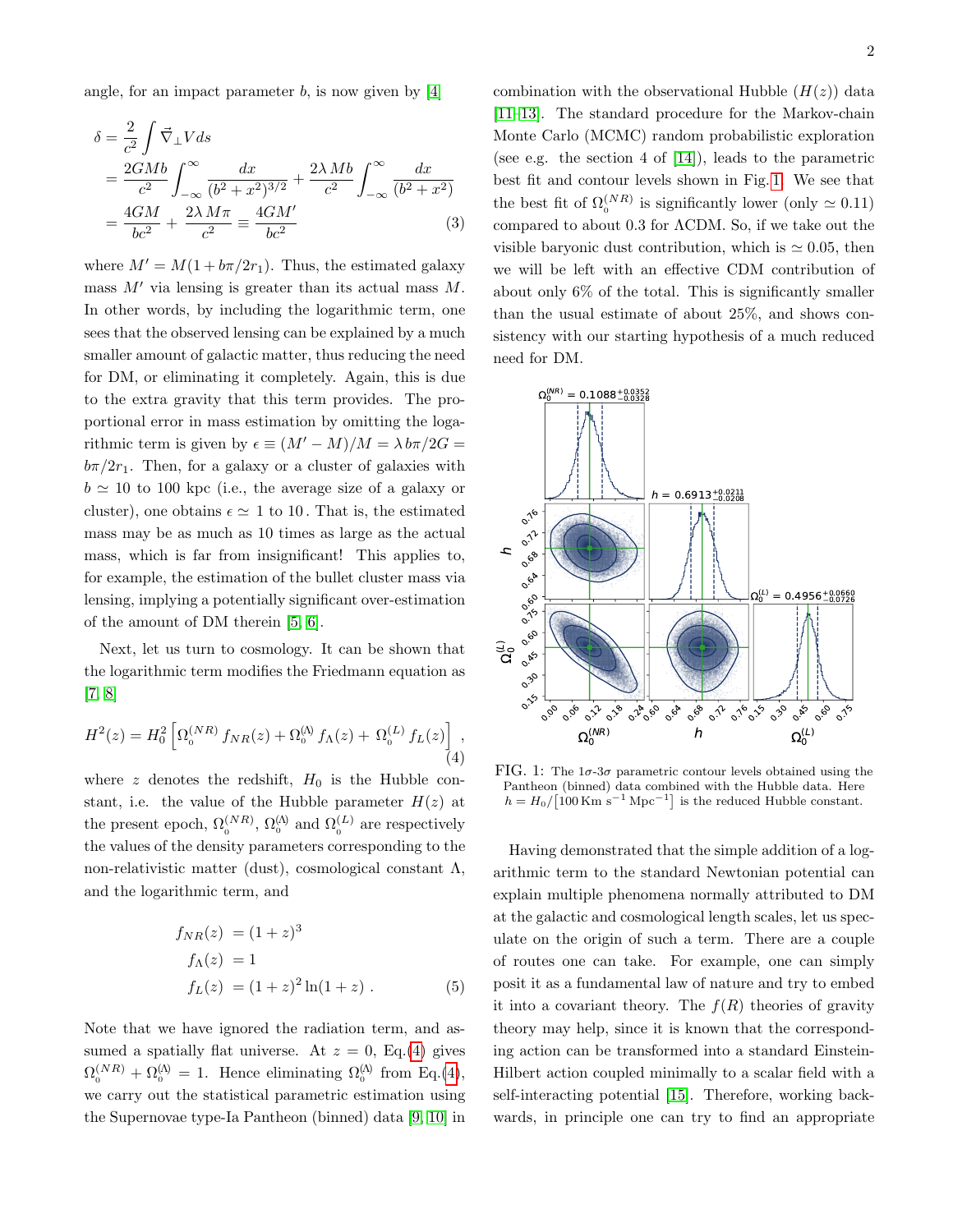angle, for an impact parameter $b$, is now given by [4]

$$
\begin{aligned}
\delta &= \frac{2}{c^2}\int \vec{\nabla}_{\perp} V ds \\
&= \frac{2GMb}{c^2}\int_{-\infty}^{\infty}\frac{dx}{(b^2+x^2)^{3/2}} + \frac{2\lambda Mb}{c^2}\int_{-\infty}^{\infty}\frac{dx}{(b^2+x^2)} \\
&= \frac{4GM}{bc^2} + \frac{2\lambda M\pi}{c^2} \equiv \frac{4GM'}{bc^2}
\end{aligned} \tag{3}
$$

where $M' = M(1 + b\pi/2r_1)$. Thus, the estimated galaxy mass $M'$ via lensing is greater than its actual mass $M$. In other words, by including the logarithmic term, one sees that the observed lensing can be explained by a much smaller amount of galactic matter, thus reducing the need for DM, or eliminating it completely. Again, this is due to the extra gravity that this term provides. The proportional error in mass estimation by omitting the logarithmic term is given by $\epsilon \equiv (M' - M)/M = \lambda b\pi/2G = b\pi/2r_1$. Then, for a galaxy or a cluster of galaxies with $b \simeq 10$ to 100 kpc (i.e., the average size of a galaxy or cluster), one obtains $\epsilon \simeq 1$ to 10. That is, the estimated mass may be as much as 10 times as large as the actual mass, which is far from insignificant! This applies to, for example, the estimation of the bullet cluster mass via lensing, implying a potentially significant over-estimation of the amount of DM therein [5, 6].

Next, let us turn to cosmology. It can be shown that the logarithmic term modifies the Friedmann equation as [7, 8]

$$
H^2(z) = H_0^2\left[\Omega_0^{(NR)} f_{NR}(z) + \Omega_0^{(\Lambda)} f_{\Lambda}(z) + \Omega_0^{(L)} f_L(z)\right], \tag{4}
$$

where $z$ denotes the redshift, $H_0$ is the Hubble constant, i.e. the value of the Hubble parameter $H(z)$ at the present epoch, $\Omega_0^{(NR)}$, $\Omega_0^{(\Lambda)}$ and $\Omega_0^{(L)}$ are respectively the values of the density parameters corresponding to the non-relativistic matter (dust), cosmological constant $\Lambda$, and the logarithmic term, and

$$
\begin{aligned}
f_{NR}(z) &= (1+z)^3 \\
f_{\Lambda}(z) &= 1 \\
f_L(z) &= (1+z)^2\ln(1+z)\,.
\end{aligned} \tag{5}
$$

Note that we have ignored the radiation term, and assumed a spatially flat universe. At $z = 0$, Eq.(4) gives $\Omega_0^{(NR)} + \Omega_0^{(\Lambda)} = 1$. Hence eliminating $\Omega_0^{(\Lambda)}$ from Eq.(4), we carry out the statistical parametric estimation using the Supernovae type-Ia Pantheon (binned) data [9, 10] in combination with the observational Hubble ($H(z)$) data [11–13]. The standard procedure for the Markov-chain Monte Carlo (MCMC) random probabilistic exploration (see e.g. the section 4 of [14]), leads to the parametric best fit and contour levels shown in Fig. 1. We see that the best fit of $\Omega_0^{(NR)}$ is significantly lower (only $\simeq 0.11$) compared to about 0.3 for ΛCDM. So, if we take out the visible baryonic dust contribution, which is $\simeq 0.05$, then we will be left with an effective CDM contribution of about only 6% of the total. This is significantly smaller than the usual estimate of about 25%, and shows consistency with our starting hypothesis of a much reduced need for DM.

FIG. 1: The 1σ-3σ parametric contour levels obtained using the Pantheon (binned) data combined with the Hubble data. Here $h = H_0/[100\,\text{Km s}^{-1}\,\text{Mpc}^{-1}]$ is the reduced Hubble constant.

Having demonstrated that the simple addition of a logarithmic term to the standard Newtonian potential can explain multiple phenomena normally attributed to DM at the galactic and cosmological length scales, let us speculate on the origin of such a term. There are a couple of routes one can take. For example, one can simply posit it as a fundamental law of nature and try to embed it into a covariant theory. The $f(R)$ theories of gravity theory may help, since it is known that the corresponding action can be transformed into a standard Einstein-Hilbert action coupled minimally to a scalar field with a self-interacting potential [15]. Therefore, working backwards, in principle one can try to find an appropriate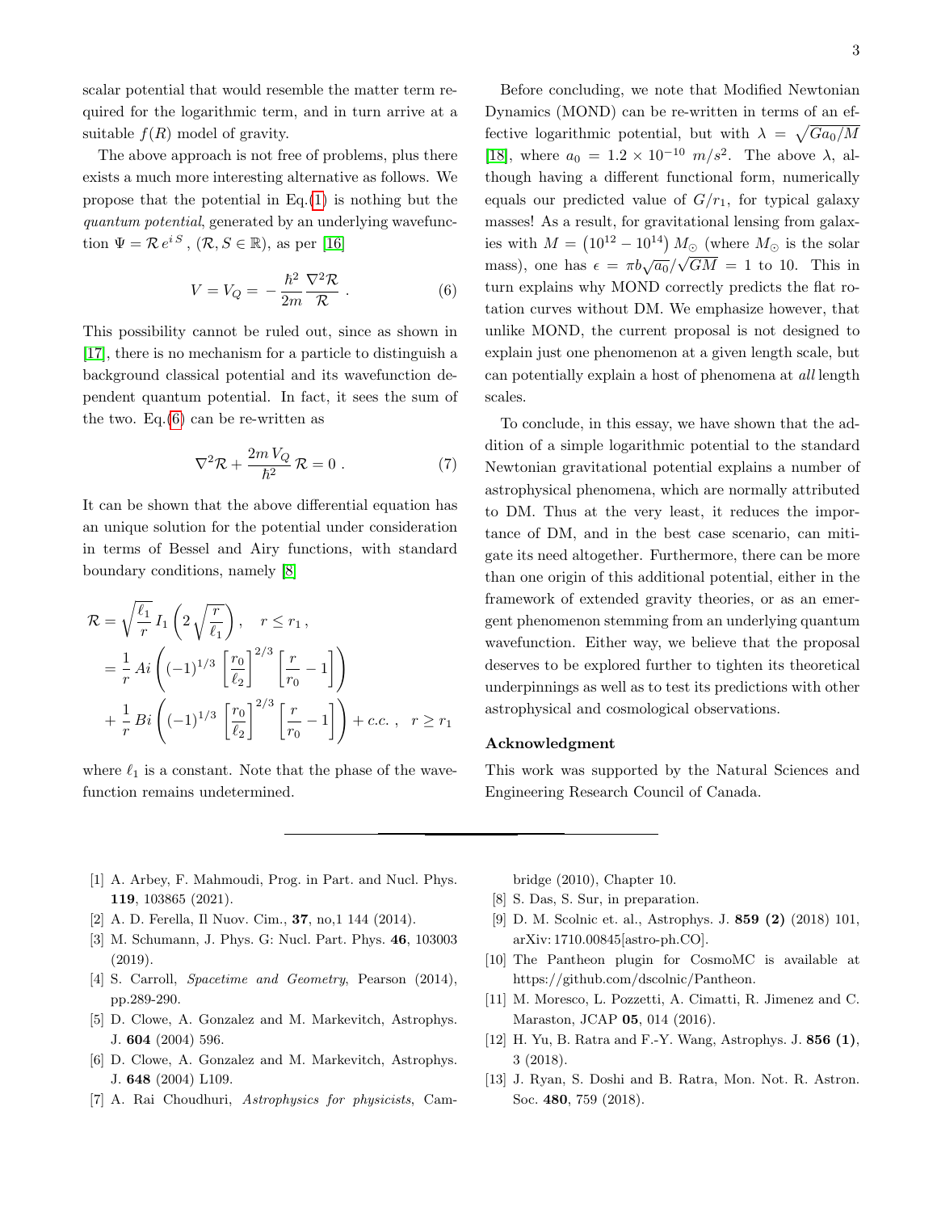scalar potential that would resemble the matter term required for the logarithmic term, and in turn arrive at a suitable $f(R)$ model of gravity.

The above approach is not free of problems, plus there exists a much more interesting alternative as follows. We propose that the potential in Eq.(1) is nothing but the *quantum potential*, generated by an underlying wavefunction $\Psi = \mathcal{R}\, e^{i\,S}$ , $(\mathcal{R}, S \in \mathbb{R})$, as per [16]

$$V = V_Q = -\frac{\hbar^2}{2m}\frac{\nabla^2\mathcal{R}}{\mathcal{R}} \; . \tag{6}$$

This possibility cannot be ruled out, since as shown in [17], there is no mechanism for a particle to distinguish a background classical potential and its wavefunction dependent quantum potential. In fact, it sees the sum of the two. Eq.(6) can be re-written as

$$\nabla^2\mathcal{R} + \frac{2m\,V_Q}{\hbar^2}\,\mathcal{R} = 0 \; . \tag{7}$$

It can be shown that the above differential equation has an unique solution for the potential under consideration in terms of Bessel and Airy functions, with standard boundary conditions, namely [8]

$$\begin{aligned}
\mathcal{R} &= \sqrt{\frac{\ell_1}{r}}\, I_1\left(2\sqrt{\frac{r}{\ell_1}}\right), \quad r \le r_1 \,, \\
&= \frac{1}{r}\, Ai\left((-1)^{1/3}\left[\frac{r_0}{\ell_2}\right]^{2/3}\left[\frac{r}{r_0}-1\right]\right) \\
&+ \frac{1}{r}\, Bi\left((-1)^{1/3}\left[\frac{r_0}{\ell_2}\right]^{2/3}\left[\frac{r}{r_0}-1\right]\right) + c.c.\,, \quad r \ge r_1
\end{aligned}$$

where $\ell_1$ is a constant. Note that the phase of the wavefunction remains undetermined.

Before concluding, we note that Modified Newtonian Dynamics (MOND) can be re-written in terms of an effective logarithmic potential, but with $\lambda = \sqrt{Ga_0/M}$ [18], where $a_0 = 1.2 \times 10^{-10}\ m/s^2$. The above $\lambda$, although having a different functional form, numerically equals our predicted value of $G/r_1$, for typical galaxy masses! As a result, for gravitational lensing from galaxies with $M = \left(10^{12} - 10^{14}\right) M_\odot$ (where $M_\odot$ is the solar mass), one has $\epsilon = \pi b\sqrt{a_0}/\sqrt{GM} = 1$ to 10. This in turn explains why MOND correctly predicts the flat rotation curves without DM. We emphasize however, that unlike MOND, the current proposal is not designed to explain just one phenomenon at a given length scale, but can potentially explain a host of phenomena at *all* length scales.

To conclude, in this essay, we have shown that the addition of a simple logarithmic potential to the standard Newtonian gravitational potential explains a number of astrophysical phenomena, which are normally attributed to DM. Thus at the very least, it reduces the importance of DM, and in the best case scenario, can mitigate its need altogether. Furthermore, there can be more than one origin of this additional potential, either in the framework of extended gravity theories, or as an emergent phenomenon stemming from an underlying quantum wavefunction. Either way, we believe that the proposal deserves to be explored further to tighten its theoretical underpinnings as well as to test its predictions with other astrophysical and cosmological observations.

### Acknowledgment

This work was supported by the Natural Sciences and Engineering Research Council of Canada.

---

[1] A. Arbey, F. Mahmoudi, Prog. in Part. and Nucl. Phys. **119**, 103865 (2021).

[2] A. D. Ferella, Il Nuov. Cim., **37**, no,1 144 (2014).

[3] M. Schumann, J. Phys. G: Nucl. Part. Phys. **46**, 103003 (2019).

[4] S. Carroll, *Spacetime and Geometry*, Pearson (2014), pp.289-290.

[5] D. Clowe, A. Gonzalez and M. Markevitch, Astrophys. J. **604** (2004) 596.

[6] D. Clowe, A. Gonzalez and M. Markevitch, Astrophys. J. **648** (2004) L109.

[7] A. Rai Choudhuri, *Astrophysics for physicists*, Cambridge (2010), Chapter 10.

[8] S. Das, S. Sur, in preparation.

[9] D. M. Scolnic et. al., Astrophys. J. **859 (2)** (2018) 101, arXiv: 1710.00845[astro-ph.CO].

[10] The Pantheon plugin for CosmoMC is available at https://github.com/dscolnic/Pantheon.

[11] M. Moresco, L. Pozzetti, A. Cimatti, R. Jimenez and C. Maraston, JCAP **05**, 014 (2016).

[12] H. Yu, B. Ratra and F.-Y. Wang, Astrophys. J. **856 (1)**, 3 (2018).

[13] J. Ryan, S. Doshi and B. Ratra, Mon. Not. R. Astron. Soc. **480**, 759 (2018).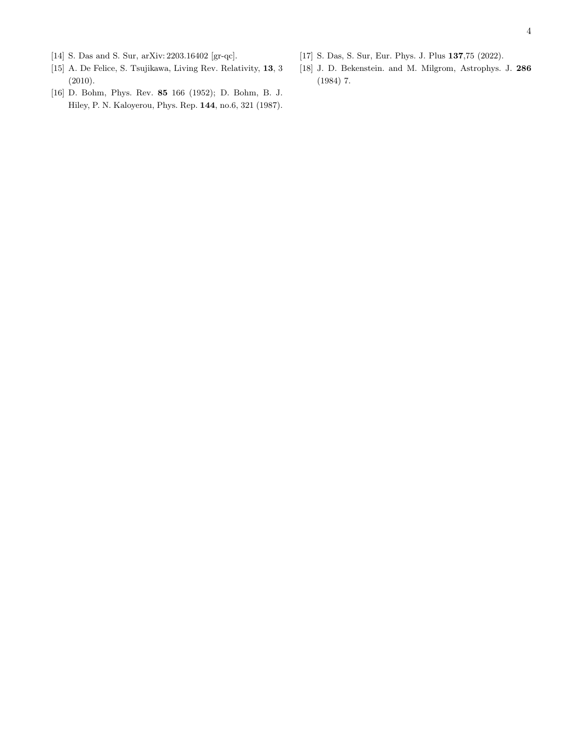[14] S. Das and S. Sur, arXiv: 2203.16402 [gr-qc].

[15] A. De Felice, S. Tsujikawa, Living Rev. Relativity, **13**, 3 (2010).

[16] D. Bohm, Phys. Rev. **85** 166 (1952); D. Bohm, B. J. Hiley, P. N. Kaloyerou, Phys. Rep. **144**, no.6, 321 (1987).

[17] S. Das, S. Sur, Eur. Phys. J. Plus **137**,75 (2022).

[18] J. D. Bekenstein. and M. Milgrom, Astrophys. J. **286** (1984) 7.